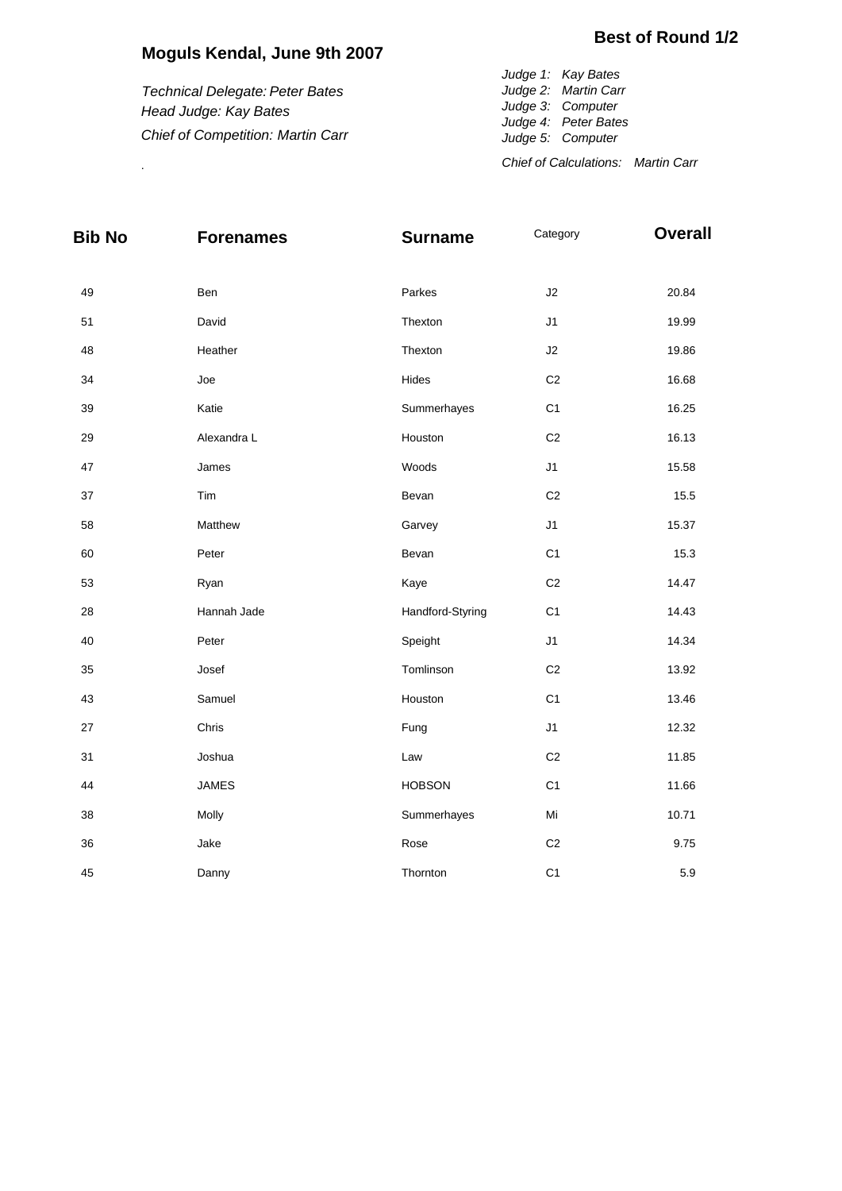# Moguls Kendal, June 9th 2007

## Best of Round 1/2

*Technical Delegate: Peter Bates*
*Head Judge: Kay Bates*
*Chief of Competition: Martin Carr*

*Judge 1: Kay Bates*
*Judge 2: Martin Carr*
*Judge 3: Computer*
*Judge 4: Peter Bates*
*Judge 5: Computer*

*Chief of Calculations: Martin Carr*

| Bib No | Forenames | Surname | Category | Overall |
|---|---|---|---|---|
| 49 | Ben | Parkes | J2 | 20.84 |
| 51 | David | Thexton | J1 | 19.99 |
| 48 | Heather | Thexton | J2 | 19.86 |
| 34 | Joe | Hides | C2 | 16.68 |
| 39 | Katie | Summerhayes | C1 | 16.25 |
| 29 | Alexandra L | Houston | C2 | 16.13 |
| 47 | James | Woods | J1 | 15.58 |
| 37 | Tim | Bevan | C2 | 15.5 |
| 58 | Matthew | Garvey | J1 | 15.37 |
| 60 | Peter | Bevan | C1 | 15.3 |
| 53 | Ryan | Kaye | C2 | 14.47 |
| 28 | Hannah Jade | Handford-Styring | C1 | 14.43 |
| 40 | Peter | Speight | J1 | 14.34 |
| 35 | Josef | Tomlinson | C2 | 13.92 |
| 43 | Samuel | Houston | C1 | 13.46 |
| 27 | Chris | Fung | J1 | 12.32 |
| 31 | Joshua | Law | C2 | 11.85 |
| 44 | JAMES | HOBSON | C1 | 11.66 |
| 38 | Molly | Summerhayes | Mi | 10.71 |
| 36 | Jake | Rose | C2 | 9.75 |
| 45 | Danny | Thornton | C1 | 5.9 |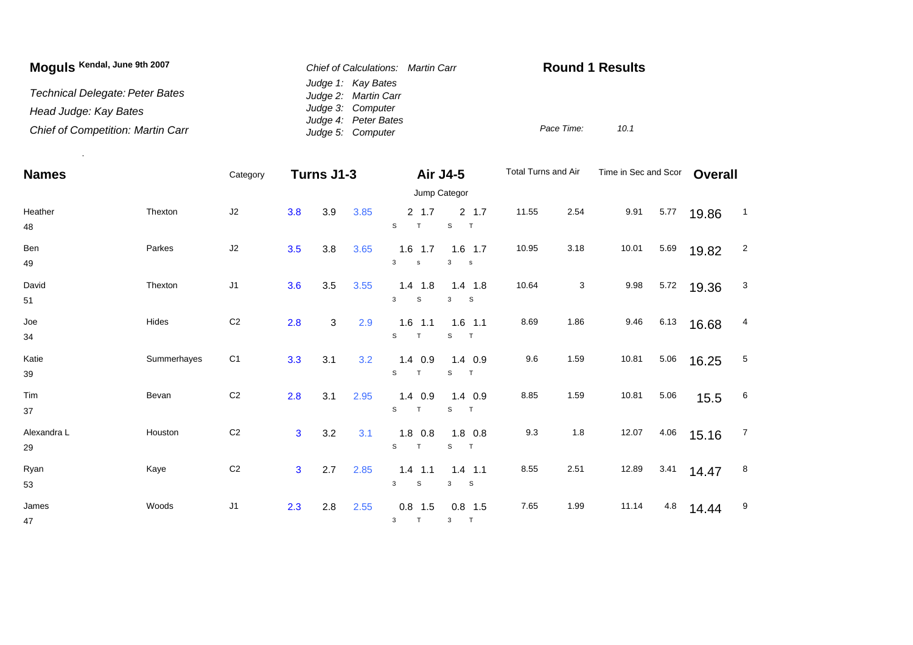## Moguls Kendal, June 9th 2007

*Technical Delegate: Peter Bates*

*Head Judge: Kay Bates*

*Chief of Competition: Martin Carr*

*Chief of Calculations: Martin Carr*

*Judge 1: Kay Bates*
*Judge 2: Martin Carr*
*Judge 3: Computer*
*Judge 4: Peter Bates*
*Judge 5: Computer*

**Round 1 Results**

*Pace Time:* *10.1*

| Names | | Category | Turns J1-3 | | | Air J4-5 | | Total Turns and Air | | Time in Sec and Scor | | Overall | |
|---|---|---|---|---|---|---|---|---|---|---|---|---|---|
| | | | | | | Jump Categor | | | | | | | |
| Heather 48 | Thexton | J2 | 3.8 | 3.9 | 3.85 | 2 1.7 S T | 2 1.7 S T | 11.55 | 2.54 | 9.91 | 5.77 | 19.86 | 1 |
| Ben 49 | Parkes | J2 | 3.5 | 3.8 | 3.65 | 1.6 1.7 3 s | 1.6 1.7 3 s | 10.95 | 3.18 | 10.01 | 5.69 | 19.82 | 2 |
| David 51 | Thexton | J1 | 3.6 | 3.5 | 3.55 | 1.4 1.8 3 S | 1.4 1.8 3 S | 10.64 | 3 | 9.98 | 5.72 | 19.36 | 3 |
| Joe 34 | Hides | C2 | 2.8 | 3 | 2.9 | 1.6 1.1 S T | 1.6 1.1 S T | 8.69 | 1.86 | 9.46 | 6.13 | 16.68 | 4 |
| Katie 39 | Summerhayes | C1 | 3.3 | 3.1 | 3.2 | 1.4 0.9 S T | 1.4 0.9 S T | 9.6 | 1.59 | 10.81 | 5.06 | 16.25 | 5 |
| Tim 37 | Bevan | C2 | 2.8 | 3.1 | 2.95 | 1.4 0.9 S T | 1.4 0.9 S T | 8.85 | 1.59 | 10.81 | 5.06 | 15.5 | 6 |
| Alexandra L 29 | Houston | C2 | 3 | 3.2 | 3.1 | 1.8 0.8 S T | 1.8 0.8 S T | 9.3 | 1.8 | 12.07 | 4.06 | 15.16 | 7 |
| Ryan 53 | Kaye | C2 | 3 | 2.7 | 2.85 | 1.4 1.1 3 S | 1.4 1.1 3 S | 8.55 | 2.51 | 12.89 | 3.41 | 14.47 | 8 |
| James 47 | Woods | J1 | 2.3 | 2.8 | 2.55 | 0.8 1.5 3 T | 0.8 1.5 3 T | 7.65 | 1.99 | 11.14 | 4.8 | 14.44 | 9 |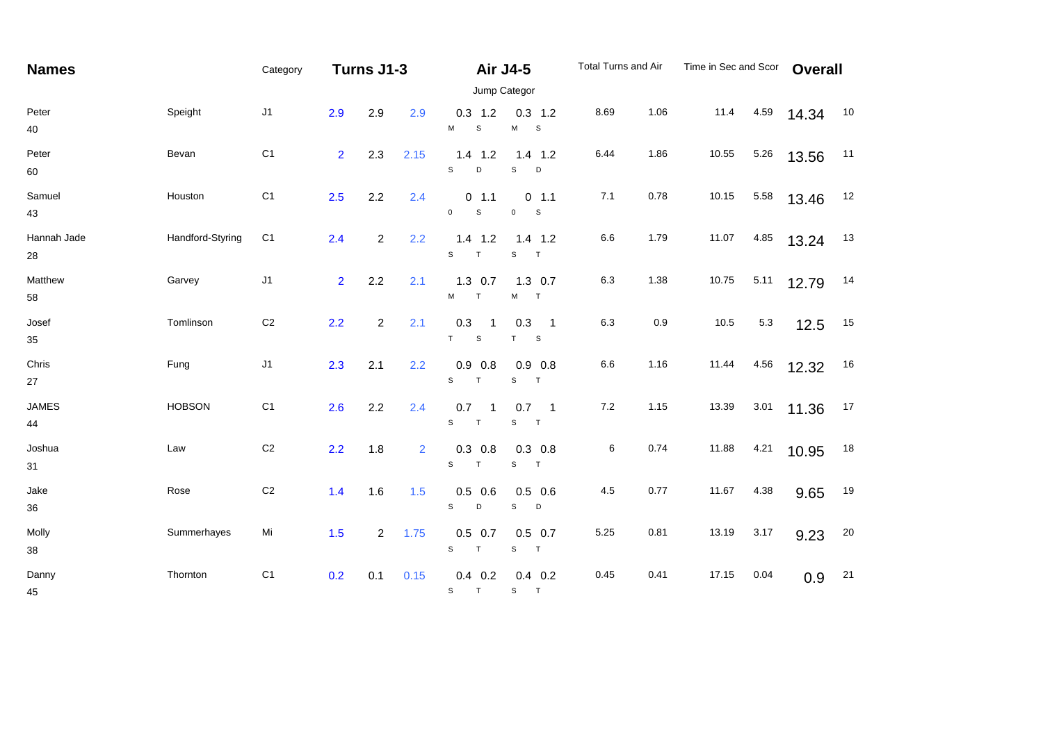| Names | | Category | Turns J1-3 | | | Air J4-5 | | | | Total Turns and Air | | Time in Sec and Scor | | Overall | |
|---|---|---|---|---|---|---|---|---|---|---|---|---|---|---|---|
| | | | | | | Jump Categor | | | | | | | | | |
| Peter 40 | Speight | J1 | 2.9 | 2.9 | 2.9 | 0.3 M | 1.2 S | 0.3 M | 1.2 S | 8.69 | 1.06 | 11.4 | 4.59 | 14.34 | 10 |
| Peter 60 | Bevan | C1 | 2 | 2.3 | 2.15 | 1.4 S | 1.2 D | 1.4 S | 1.2 D | 6.44 | 1.86 | 10.55 | 5.26 | 13.56 | 11 |
| Samuel 43 | Houston | C1 | 2.5 | 2.2 | 2.4 | 0 0 | 1.1 S | 0 0 | 1.1 S | 7.1 | 0.78 | 10.15 | 5.58 | 13.46 | 12 |
| Hannah Jade 28 | Handford-Styring | C1 | 2.4 | 2 | 2.2 | 1.4 S | 1.2 T | 1.4 S | 1.2 T | 6.6 | 1.79 | 11.07 | 4.85 | 13.24 | 13 |
| Matthew 58 | Garvey | J1 | 2 | 2.2 | 2.1 | 1.3 M | 0.7 T | 1.3 M | 0.7 T | 6.3 | 1.38 | 10.75 | 5.11 | 12.79 | 14 |
| Josef 35 | Tomlinson | C2 | 2.2 | 2 | 2.1 | 0.3 T | 1 S | 0.3 T | 1 S | 6.3 | 0.9 | 10.5 | 5.3 | 12.5 | 15 |
| Chris 27 | Fung | J1 | 2.3 | 2.1 | 2.2 | 0.9 S | 0.8 T | 0.9 S | 0.8 T | 6.6 | 1.16 | 11.44 | 4.56 | 12.32 | 16 |
| JAMES 44 | HOBSON | C1 | 2.6 | 2.2 | 2.4 | 0.7 S | 1 T | 0.7 S | 1 T | 7.2 | 1.15 | 13.39 | 3.01 | 11.36 | 17 |
| Joshua 31 | Law | C2 | 2.2 | 1.8 | 2 | 0.3 S | 0.8 T | 0.3 S | 0.8 T | 6 | 0.74 | 11.88 | 4.21 | 10.95 | 18 |
| Jake 36 | Rose | C2 | 1.4 | 1.6 | 1.5 | 0.5 S | 0.6 D | 0.5 S | 0.6 D | 4.5 | 0.77 | 11.67 | 4.38 | 9.65 | 19 |
| Molly 38 | Summerhayes | Mi | 1.5 | 2 | 1.75 | 0.5 S | 0.7 T | 0.5 S | 0.7 T | 5.25 | 0.81 | 13.19 | 3.17 | 9.23 | 20 |
| Danny 45 | Thornton | C1 | 0.2 | 0.1 | 0.15 | 0.4 S | 0.2 T | 0.4 S | 0.2 T | 0.45 | 0.41 | 17.15 | 0.04 | 0.9 | 21 |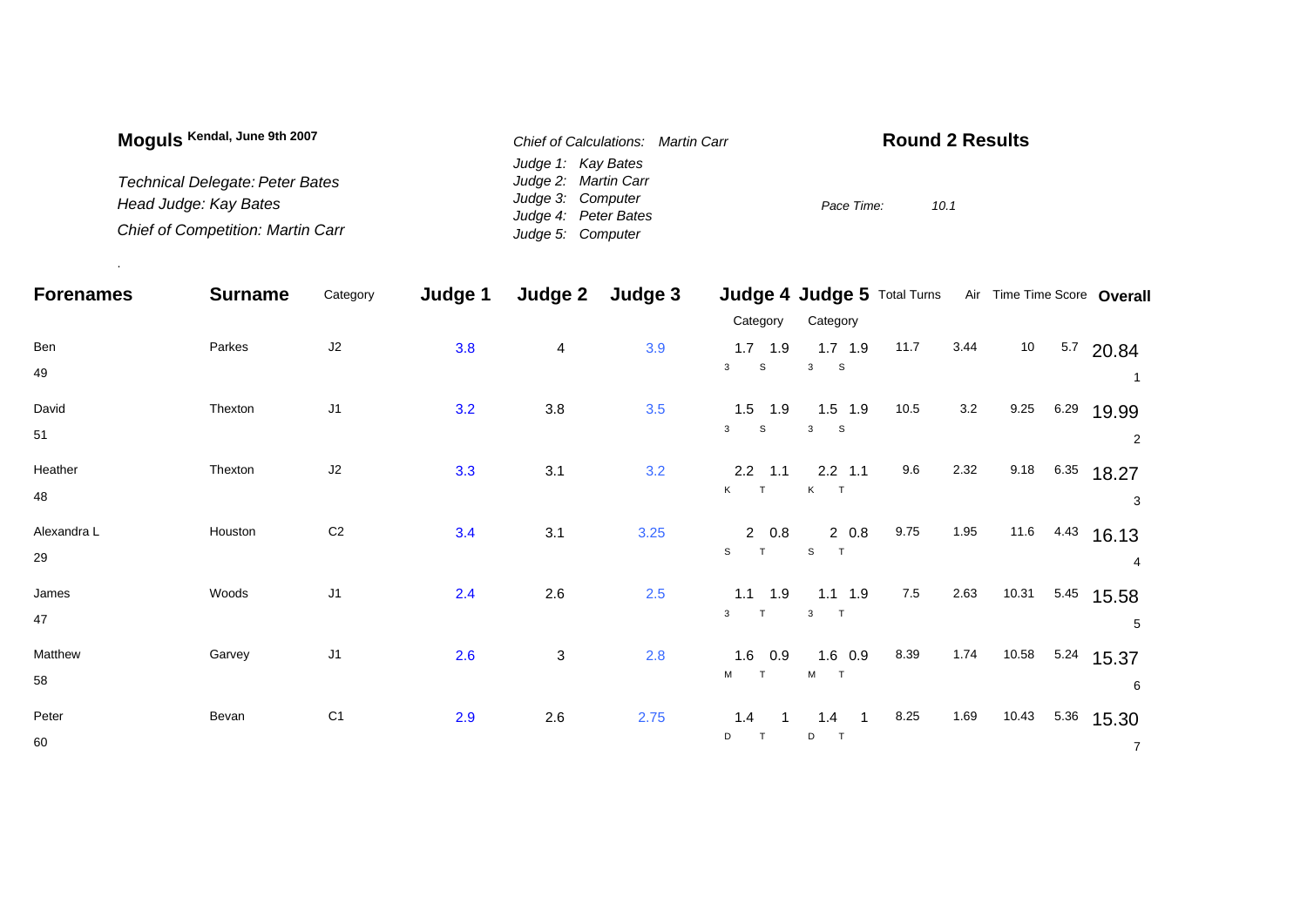**Moguls** Kendal, June 9th 2007

*Technical Delegate: Peter Bates*
*Head Judge: Kay Bates*
*Chief of Competition: Martin Carr*

*Chief of Calculations: Martin Carr*
*Judge 1: Kay Bates*
*Judge 2: Martin Carr*
*Judge 3: Computer*
*Judge 4: Peter Bates*
*Judge 5: Computer*

## Round 2 Results

*Pace Time:* 10.1

| Forenames | Surname | Category | Judge 1 | Judge 2 | Judge 3 | Judge 4 Category | | Judge 5 Category | | Total Turns | Air | Time | Time Score | Overall |
|---|---|---|---|---|---|---|---|---|---|---|---|---|---|---|
| Ben | Parkes | J2 | 3.8 | 4 | 3.9 | 1.7 | 1.9 | 1.7 | 1.9 | 11.7 | 3.44 | 10 | 5.7 | 20.84 |
| 49 | | | | | | 3 | S | 3 | S | | | | | 1 |
| David | Thexton | J1 | 3.2 | 3.8 | 3.5 | 1.5 | 1.9 | 1.5 | 1.9 | 10.5 | 3.2 | 9.25 | 6.29 | 19.99 |
| 51 | | | | | | 3 | S | 3 | S | | | | | 2 |
| Heather | Thexton | J2 | 3.3 | 3.1 | 3.2 | 2.2 | 1.1 | 2.2 | 1.1 | 9.6 | 2.32 | 9.18 | 6.35 | 18.27 |
| 48 | | | | | | K | T | K | T | | | | | 3 |
| Alexandra L | Houston | C2 | 3.4 | 3.1 | 3.25 | 2 | 0.8 | 2 | 0.8 | 9.75 | 1.95 | 11.6 | 4.43 | 16.13 |
| 29 | | | | | | S | T | S | T | | | | | 4 |
| James | Woods | J1 | 2.4 | 2.6 | 2.5 | 1.1 | 1.9 | 1.1 | 1.9 | 7.5 | 2.63 | 10.31 | 5.45 | 15.58 |
| 47 | | | | | | 3 | T | 3 | T | | | | | 5 |
| Matthew | Garvey | J1 | 2.6 | 3 | 2.8 | 1.6 | 0.9 | 1.6 | 0.9 | 8.39 | 1.74 | 10.58 | 5.24 | 15.37 |
| 58 | | | | | | M | T | M | T | | | | | 6 |
| Peter | Bevan | C1 | 2.9 | 2.6 | 2.75 | 1.4 | 1 | 1.4 | 1 | 8.25 | 1.69 | 10.43 | 5.36 | 15.30 |
| 60 | | | | | | D | T | D | T | | | | | 7 |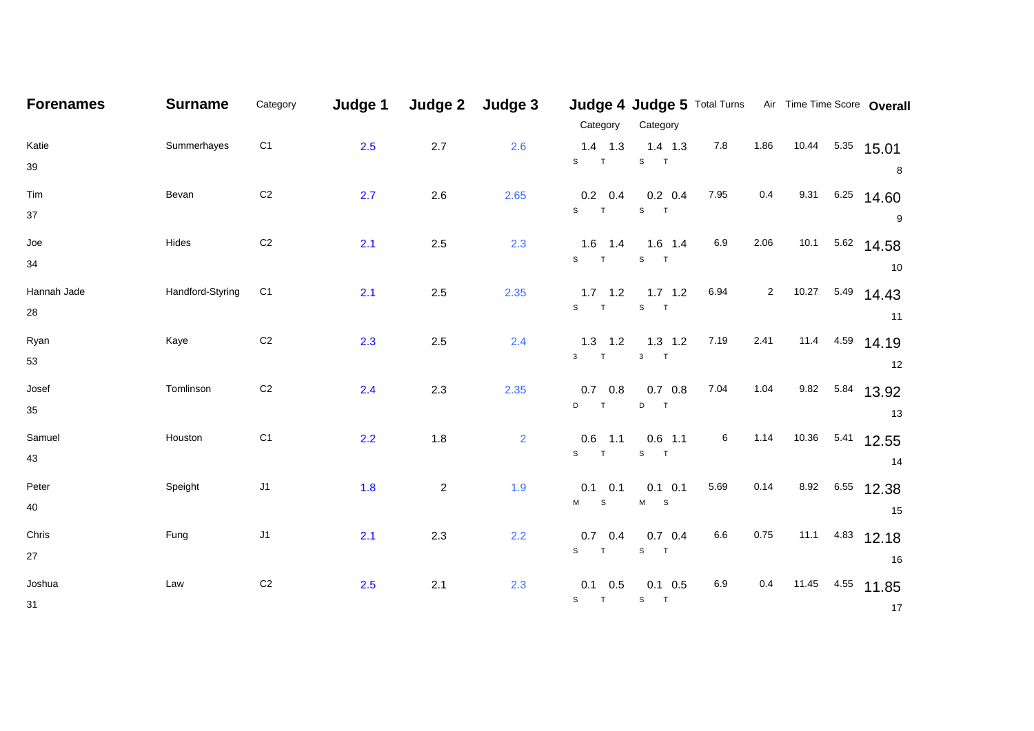| Forenames | Surname | Category | Judge 1 | Judge 2 | Judge 3 | Judge 4 Category | | Judge 5 Category | | Total Turns | Air | Time | Time Score | Overall |
|---|---|---|---|---|---|---|---|---|---|---|---|---|---|---|
| Katie 39 | Summerhayes | C1 | 2.5 | 2.7 | 2.6 | 1.4 S | 1.3 T | 1.4 S | 1.3 T | 7.8 | 1.86 | 10.44 | 5.35 | 15.01 8 |
| Tim 37 | Bevan | C2 | 2.7 | 2.6 | 2.65 | 0.2 S | 0.4 T | 0.2 S | 0.4 T | 7.95 | 0.4 | 9.31 | 6.25 | 14.60 9 |
| Joe 34 | Hides | C2 | 2.1 | 2.5 | 2.3 | 1.6 S | 1.4 T | 1.6 S | 1.4 T | 6.9 | 2.06 | 10.1 | 5.62 | 14.58 10 |
| Hannah Jade 28 | Handford-Styring | C1 | 2.1 | 2.5 | 2.35 | 1.7 S | 1.2 T | 1.7 S | 1.2 T | 6.94 | 2 | 10.27 | 5.49 | 14.43 11 |
| Ryan 53 | Kaye | C2 | 2.3 | 2.5 | 2.4 | 1.3 3 | 1.2 T | 1.3 3 | 1.2 T | 7.19 | 2.41 | 11.4 | 4.59 | 14.19 12 |
| Josef 35 | Tomlinson | C2 | 2.4 | 2.3 | 2.35 | 0.7 D | 0.8 T | 0.7 D | 0.8 T | 7.04 | 1.04 | 9.82 | 5.84 | 13.92 13 |
| Samuel 43 | Houston | C1 | 2.2 | 1.8 | 2 | 0.6 S | 1.1 T | 0.6 S | 1.1 T | 6 | 1.14 | 10.36 | 5.41 | 12.55 14 |
| Peter 40 | Speight | J1 | 1.8 | 2 | 1.9 | 0.1 M | 0.1 S | 0.1 M | 0.1 S | 5.69 | 0.14 | 8.92 | 6.55 | 12.38 15 |
| Chris 27 | Fung | J1 | 2.1 | 2.3 | 2.2 | 0.7 S | 0.4 T | 0.7 S | 0.4 T | 6.6 | 0.75 | 11.1 | 4.83 | 12.18 16 |
| Joshua 31 | Law | C2 | 2.5 | 2.1 | 2.3 | 0.1 S | 0.5 T | 0.1 S | 0.5 T | 6.9 | 0.4 | 11.45 | 4.55 | 11.85 17 |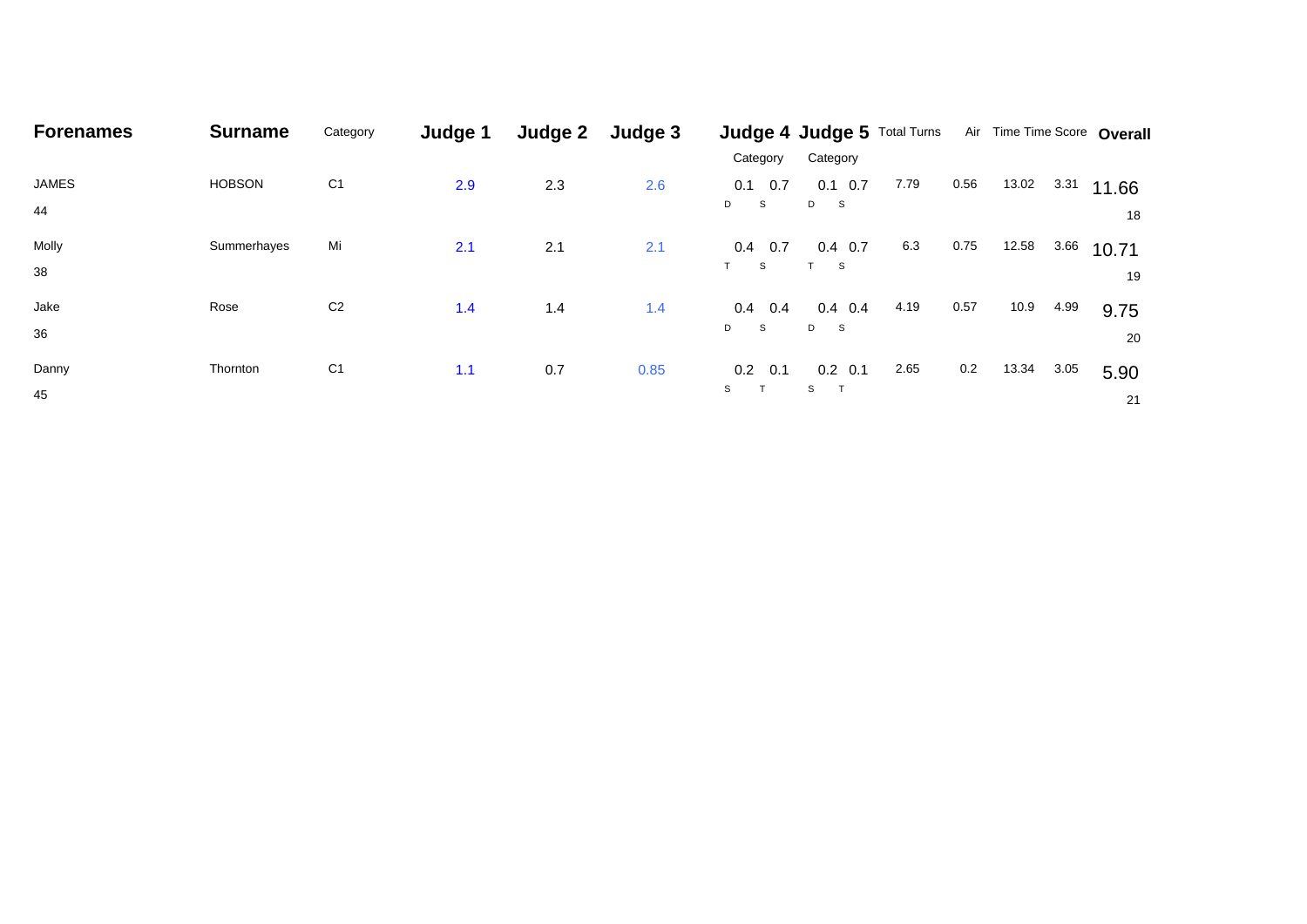| Forenames | Surname | Category | Judge 1 | Judge 2 | Judge 3 | Judge 4 Category | | Judge 5 Category | | Total Turns | Air | Time | Time Score | Overall |
|---|---|---|---|---|---|---|---|---|---|---|---|---|---|---|
| JAMES 44 | HOBSON | C1 | 2.9 | 2.3 | 2.6 | 0.1 D | 0.7 S | 0.1 D | 0.7 S | 7.79 | 0.56 | 13.02 | 3.31 | 11.66 18 |
| Molly 38 | Summerhayes | Mi | 2.1 | 2.1 | 2.1 | 0.4 T | 0.7 S | 0.4 T | 0.7 S | 6.3 | 0.75 | 12.58 | 3.66 | 10.71 19 |
| Jake 36 | Rose | C2 | 1.4 | 1.4 | 1.4 | 0.4 D | 0.4 S | 0.4 D | 0.4 S | 4.19 | 0.57 | 10.9 | 4.99 | 9.75 20 |
| Danny 45 | Thornton | C1 | 1.1 | 0.7 | 0.85 | 0.2 S | 0.1 T | 0.2 S | 0.1 T | 2.65 | 0.2 | 13.34 | 3.05 | 5.90 21 |